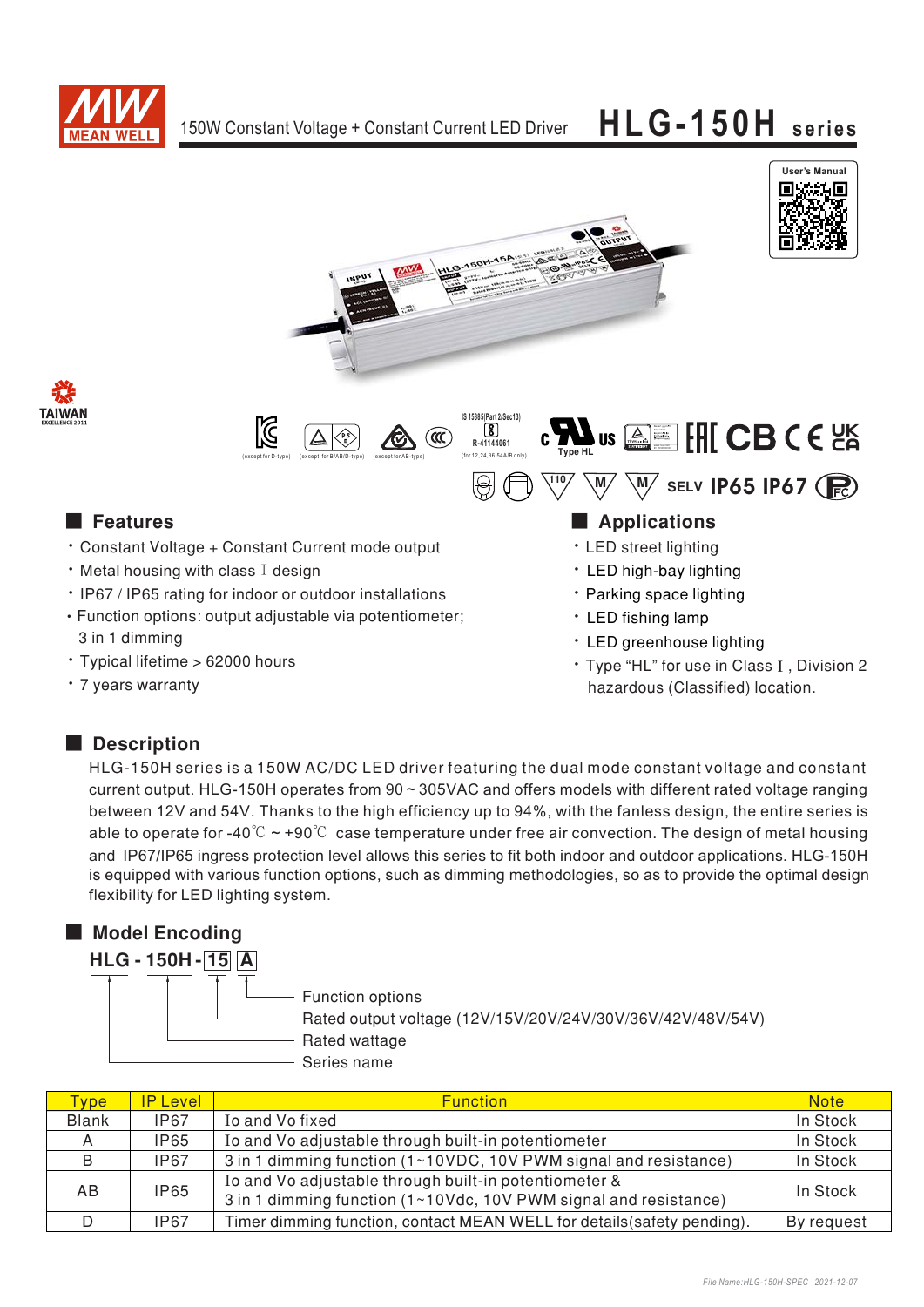# 150W Constant Voltage + Constant Current LED Driver **HLG-150H series**

User's Manual

## Features

- Constant Voltage + Constant Current mode output
- Metal housing with class Ⅰ design
- IP67 / IP65 rating for indoor or outdoor installations
- Function options: output adjustable via potentiometer; 3 in 1 dimming
- Typical lifetime > 62000 hours
- 7 years warranty

## Applications

- LED street lighting
- LED high-bay lighting
- Parking space lighting
- LED fishing lamp
- LED greenhouse lighting
- Type "HL" for use in Class Ⅰ, Division 2 hazardous (Classified) location.

## Description

HLG-150H series is a 150W AC/DC LED driver featuring the dual mode constant voltage and constant current output. HLG-150H operates from 90 ~ 305VAC and offers models with different rated voltage ranging between 12V and 54V. Thanks to the high efficiency up to 94%, with the fanless design, the entire series is able to operate for -40℃ ~ +90℃ case temperature under free air convection. The design of metal housing and IP67/IP65 ingress protection level allows this series to fit both indoor and outdoor applications. HLG-150H is equipped with various function options, such as dimming methodologies, so as to provide the optimal design flexibility for LED lighting system.

## Model Encoding

**HLG - 150H - 15 A**

- A: Function options
- 15: Rated output voltage (12V/15V/20V/24V/30V/36V/42V/48V/54V)
- 150H: Rated wattage
- HLG: Series name

| Type | IP Level | Function | Note |
|---|---|---|---|
| Blank | IP67 | Io and Vo fixed | In Stock |
| A | IP65 | Io and Vo adjustable through built-in potentiometer | In Stock |
| B | IP67 | 3 in 1 dimming function (1~10VDC, 10V PWM signal and resistance) | In Stock |
| AB | IP65 | Io and Vo adjustable through built-in potentiometer & 3 in 1 dimming function (1~10Vdc, 10V PWM signal and resistance) | In Stock |
| D | IP67 | Timer dimming function, contact MEAN WELL for details(safety pending). | By request |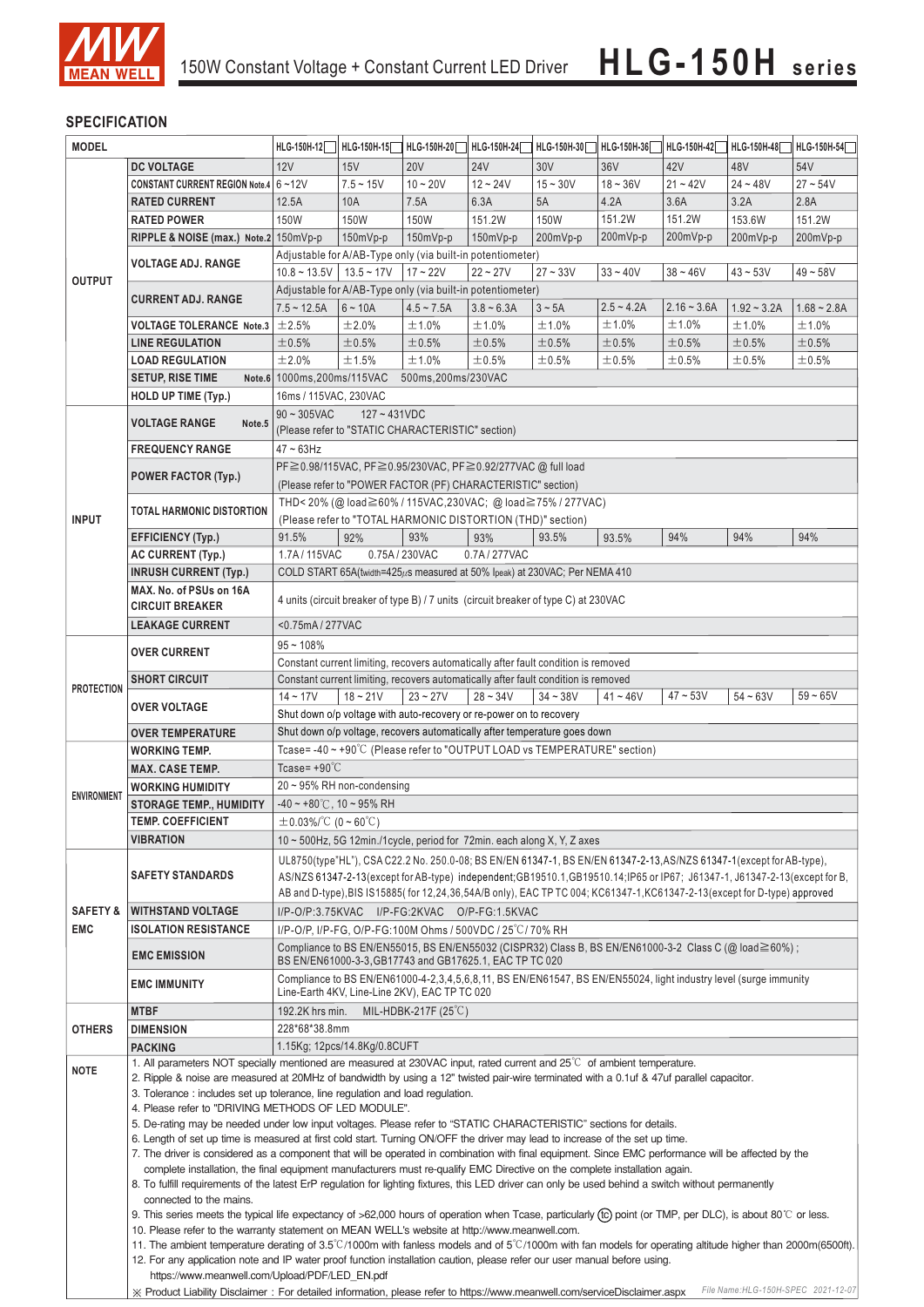## SPECIFICATION

| MODEL | | HLG-150H-12 | HLG-150H-15 | HLG-150H-20 | HLG-150H-24 | HLG-150H-30 | HLG-150H-36 | HLG-150H-42 | HLG-150H-48 | HLG-150H-54 |
|---|---|---|---|---|---|---|---|---|---|---|
| OUTPUT | DC VOLTAGE | 12V | 15V | 20V | 24V | 30V | 36V | 42V | 48V | 54V |
| | CONSTANT CURRENT REGION Note.4 | 6 ~12V | 7.5 ~ 15V | 10 ~ 20V | 12 ~ 24V | 15 ~ 30V | 18 ~ 36V | 21 ~ 42V | 24 ~ 48V | 27 ~ 54V |
| | RATED CURRENT | 12.5A | 10A | 7.5A | 6.3A | 5A | 4.2A | 3.6A | 3.2A | 2.8A |
| | RATED POWER | 150W | 150W | 150W | 151.2W | 150W | 151.2W | 151.2W | 153.6W | 151.2W |
| | RIPPLE & NOISE (max.) Note.2 | 150mVp-p | 150mVp-p | 150mVp-p | 150mVp-p | 200mVp-p | 200mVp-p | 200mVp-p | 200mVp-p | 200mVp-p |
| | VOLTAGE ADJ. RANGE | Adjustable for A/AB-Type only (via built-in potentiometer) | | | | | | | | |
| | | 10.8 ~ 13.5V | 13.5 ~ 17V | 17 ~ 22V | 22 ~ 27V | 27 ~ 33V | 33 ~ 40V | 38 ~ 46V | 43 ~ 53V | 49 ~ 58V |
| | CURRENT ADJ. RANGE | Adjustable for A/AB-Type only (via built-in potentiometer) | | | | | | | | |
| | | 7.5 ~ 12.5A | 6 ~ 10A | 4.5 ~ 7.5A | 3.8 ~ 6.3A | 3 ~ 5A | 2.5 ~ 4.2A | 2.16 ~ 3.6A | 1.92 ~ 3.2A | 1.68 ~ 2.8A |
| | VOLTAGE TOLERANCE Note.3 | ±2.5% | ±2.0% | ±1.0% | ±1.0% | ±1.0% | ±1.0% | ±1.0% | ±1.0% | ±1.0% |
| | LINE REGULATION | ±0.5% | ±0.5% | ±0.5% | ±0.5% | ±0.5% | ±0.5% | ±0.5% | ±0.5% | ±0.5% |
| | LOAD REGULATION | ±2.0% | ±1.5% | ±1.0% | ±0.5% | ±0.5% | ±0.5% | ±0.5% | ±0.5% | ±0.5% |
| | SETUP, RISE TIME Note.6 | 1000ms,200ms/115VAC 500ms,200ms/230VAC | | | | | | | | |
| | HOLD UP TIME (Typ.) | 16ms / 115VAC, 230VAC | | | | | | | | |
| INPUT | VOLTAGE RANGE Note.5 | 90 ~ 305VAC 127 ~ 431VDC (Please refer to "STATIC CHARACTERISTIC" section) | | | | | | | | |
| | FREQUENCY RANGE | 47 ~ 63Hz | | | | | | | | |
| | POWER FACTOR (Typ.) | PF≧0.98/115VAC, PF≧0.95/230VAC, PF≧0.92/277VAC @ full load (Please refer to "POWER FACTOR (PF) CHARACTERISTIC" section) | | | | | | | | |
| | TOTAL HARMONIC DISTORTION | THD< 20% (@ load≧60% / 115VAC,230VAC; @ load≧75% / 277VAC) (Please refer to "TOTAL HARMONIC DISTORTION (THD)" section) | | | | | | | | |
| | EFFICIENCY (Typ.) | 91.5% | 92% | 93% | 93% | 93.5% | 93.5% | 94% | 94% | 94% |
| | AC CURRENT (Typ.) | 1.7A / 115VAC 0.75A / 230VAC 0.7A / 277VAC | | | | | | | | |
| | INRUSH CURRENT (Typ.) | COLD START 65A(twidth=425μs measured at 50% Ipeak) at 230VAC; Per NEMA 410 | | | | | | | | |
| | MAX. No. of PSUs on 16A CIRCUIT BREAKER | 4 units (circuit breaker of type B) / 7 units (circuit breaker of type C) at 230VAC | | | | | | | | |
| | LEAKAGE CURRENT | <0.75mA / 277VAC | | | | | | | | |
| PROTECTION | OVER CURRENT | 95 ~ 108% | | | | | | | | |
| | | Constant current limiting, recovers automatically after fault condition is removed | | | | | | | | |
| | SHORT CIRCUIT | Constant current limiting, recovers automatically after fault condition is removed | | | | | | | | |
| | OVER VOLTAGE | 14 ~ 17V | 18 ~ 21V | 23 ~ 27V | 28 ~ 34V | 34 ~ 38V | 41 ~ 46V | 47 ~ 53V | 54 ~ 63V | 59 ~ 65V |
| | | Shut down o/p voltage with auto-recovery or re-power on to recovery | | | | | | | | |
| | OVER TEMPERATURE | Shut down o/p voltage, recovers automatically after temperature goes down | | | | | | | | |
| ENVIRONMENT | WORKING TEMP. | Tcase= -40 ~ +90℃ (Please refer to "OUTPUT LOAD vs TEMPERATURE" section) | | | | | | | | |
| | MAX. CASE TEMP. | Tcase= +90℃ | | | | | | | | |
| | WORKING HUMIDITY | 20 ~ 95% RH non-condensing | | | | | | | | |
| | STORAGE TEMP., HUMIDITY | -40 ~ +80℃, 10 ~ 95% RH | | | | | | | | |
| | TEMP. COEFFICIENT | ±0.03%/℃ (0 ~ 60℃) | | | | | | | | |
| | VIBRATION | 10 ~ 500Hz, 5G 12min./1cycle, period for 72min. each along X, Y, Z axes | | | | | | | | |
| SAFETY & EMC | SAFETY STANDARDS | UL8750(type"HL"), CSA C22.2 No. 250.0-08; BS EN/EN 61347-1, BS EN/EN 61347-2-13,AS/NZS 61347-1(except for AB-type), AS/NZS 61347-2-13(except for AB-type) independent;GB19510.1,GB19510.14;IP65 or IP67; J61347-1, J61347-2-13(except for B, AB and D-type),BIS IS15885(for 12,24,36,54A/B only), EAC TP TC 004; KC61347-1,KC61347-2-13(except for D-type) approved | | | | | | | | |
| | WITHSTAND VOLTAGE | I/P-O/P:3.75KVAC I/P-FG:2KVAC O/P-FG:1.5KVAC | | | | | | | | |
| | ISOLATION RESISTANCE | I/P-O/P, I/P-FG, O/P-FG:100M Ohms / 500VDC / 25℃/ 70% RH | | | | | | | | |
| | EMC EMISSION | Compliance to BS EN/EN55015, BS EN/EN55032 (CISPR32) Class B, BS EN/EN61000-3-2 Class C (@ load≧60%) ; BS EN/EN61000-3-3,GB17743 and GB17625.1, EAC TP TC 020 | | | | | | | | |
| | EMC IMMUNITY | Compliance to BS EN/EN61000-4-2,3,4,5,6,8,11, BS EN/EN61547, BS EN/EN55024, light industry level (surge immunity Line-Earth 4KV, Line-Line 2KV), EAC TP TC 020 | | | | | | | | |
| OTHERS | MTBF | 192.2K hrs min. MIL-HDBK-217F (25℃) | | | | | | | | |
| | DIMENSION | 228*68*38.8mm | | | | | | | | |
| | PACKING | 1.15Kg; 12pcs/14.8Kg/0.8CUFT | | | | | | | | |

**NOTE**

1. All parameters NOT specially mentioned are measured at 230VAC input, rated current and 25℃ of ambient temperature.
2. Ripple & noise are measured at 20MHz of bandwidth by using a 12" twisted pair-wire terminated with a 0.1uf & 47uf parallel capacitor.
3. Tolerance : includes set up tolerance, line regulation and load regulation.
4. Please refer to "DRIVING METHODS OF LED MODULE".
5. De-rating may be needed under low input voltages. Please refer to "STATIC CHARACTERISTIC" sections for details.
6. Length of set up time is measured at first cold start. Turning ON/OFF the driver may lead to increase of the set up time.
7. The driver is considered as a component that will be operated in combination with final equipment. Since EMC performance will be affected by the complete installation, the final equipment manufacturers must re-qualify EMC Directive on the complete installation again.
8. To fulfill requirements of the latest ErP regulation for lighting fixtures, this LED driver can only be used behind a switch without permanently connected to the mains.
9. This series meets the typical life expectancy of >62,000 hours of operation when Tcase, particularly (tc) point (or TMP, per DLC), is about 80℃ or less.
10. Please refer to the warranty statement on MEAN WELL's website at http://www.meanwell.com.
11. The ambient temperature derating of 3.5℃/1000m with fanless models and of 5℃/1000m with fan models for operating altitude higher than 2000m(6500ft).
12. For any application note and IP water proof function installation caution, please refer our user manual before using. https://www.meanwell.com/Upload/PDF/LED_EN.pdf

※ Product Liability Disclaimer : For detailed information, please refer to https://www.meanwell.com/serviceDisclaimer.aspx

File Name:HLG-150H-SPEC 2021-12-07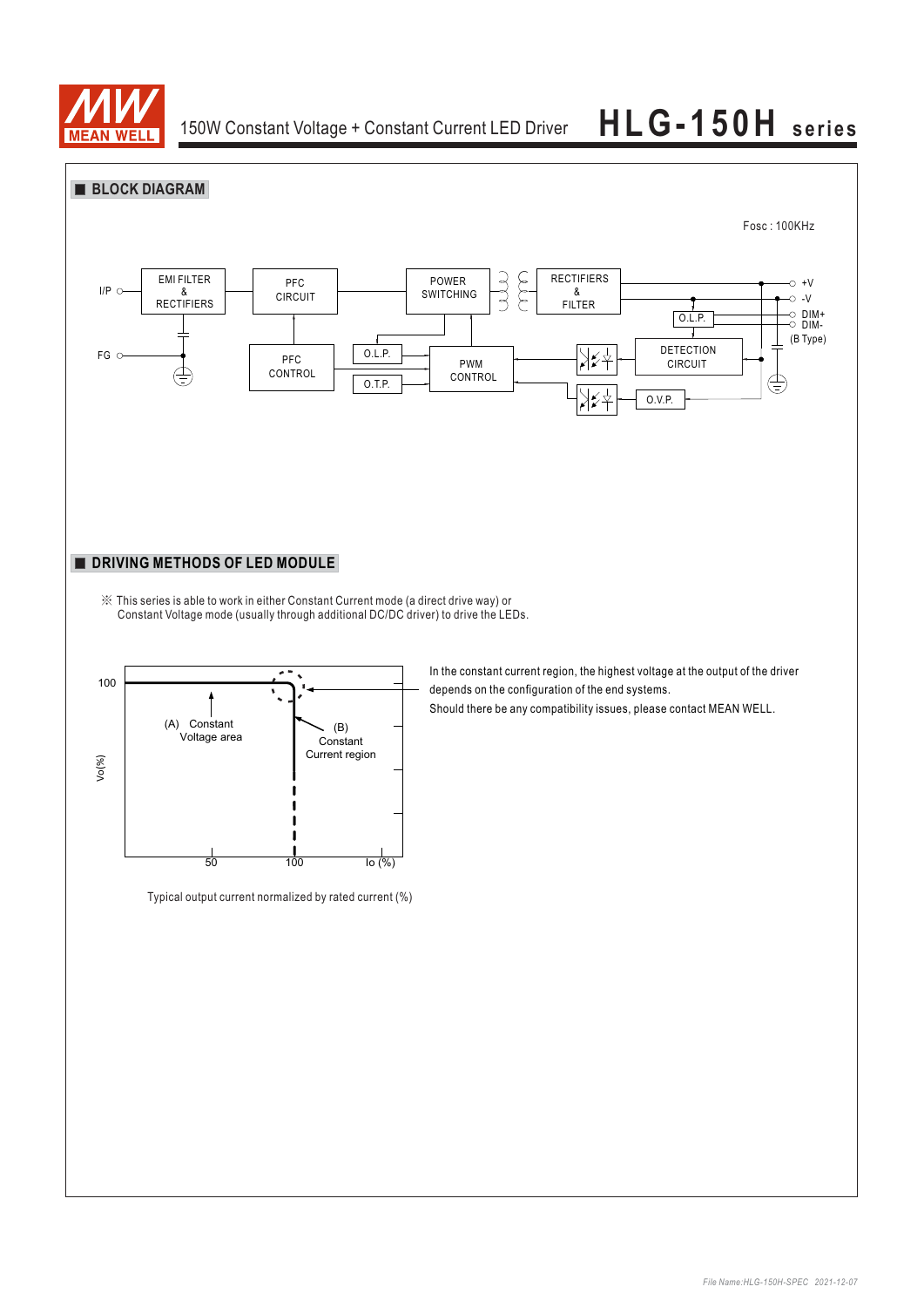## ■ BLOCK DIAGRAM

Fosc : 100KHz

I/P, FG, EMI FILTER & RECTIFIERS, PFC CIRCUIT, PFC CONTROL, POWER SWITCHING, O.L.P., O.T.P., PWM CONTROL, RECTIFIERS & FILTER, O.L.P., DETECTION CIRCUIT, O.V.P., +V, -V, DIM+, DIM-, (B Type)

## ■ DRIVING METHODS OF LED MODULE

※ This series is able to work in either Constant Current mode (a direct drive way) or
Constant Voltage mode (usually through additional DC/DC driver) to drive the LEDs.

Vo(%), 100, (A) Constant Voltage area, (B) Constant Current region, 50, 100, Io (%)

Typical output current normalized by rated current (%)

In the constant current region, the highest voltage at the output of the driver depends on the configuration of the end systems.

Should there be any compatibility issues, please contact MEAN WELL.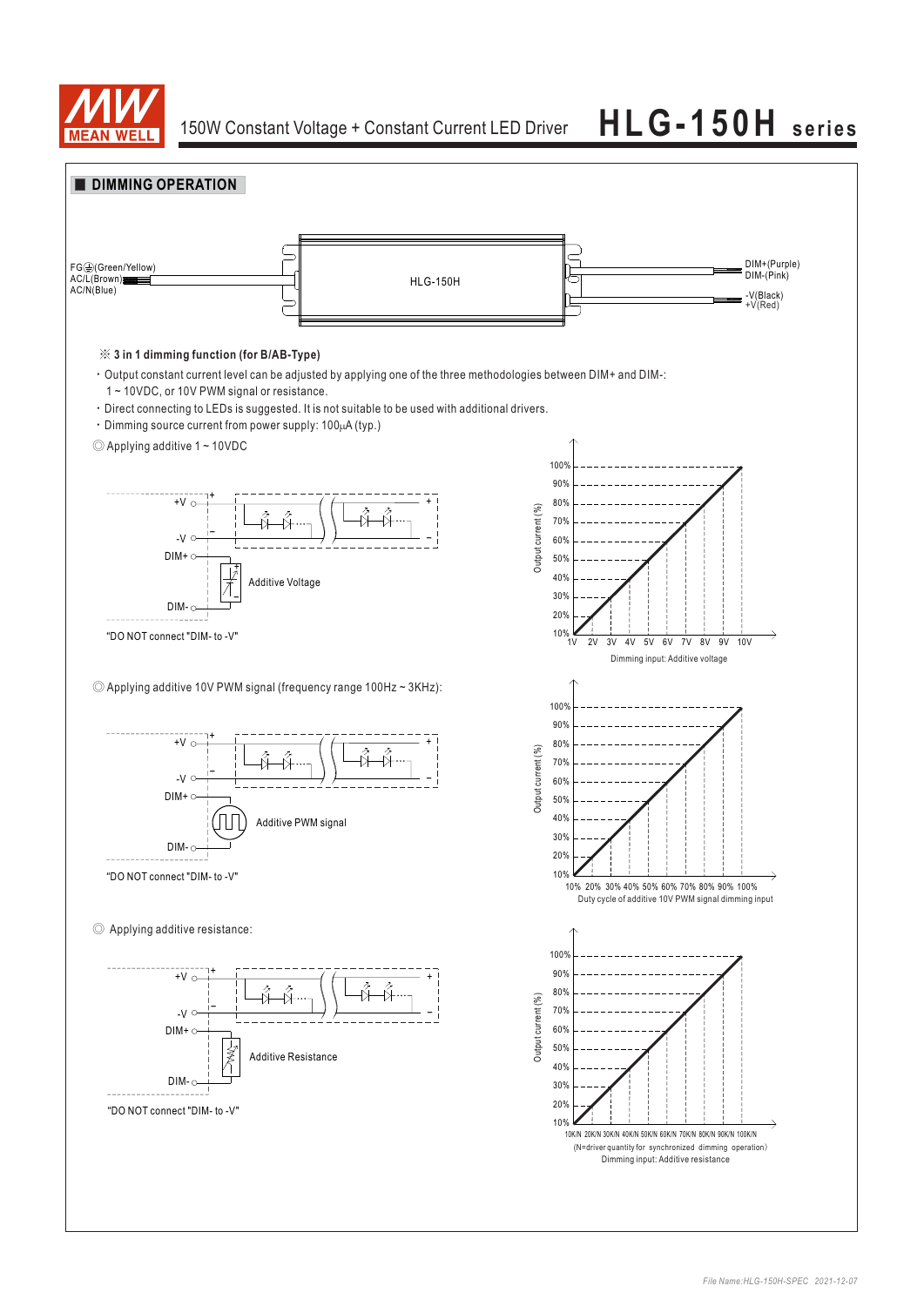## DIMMING OPERATION

FG⏚(Green/Yellow)
AC/L(Brown)
AC/N(Blue)

HLG-150H

DIM+(Purple)
DIM-(Pink)
-V(Black)
+V(Red)

※ **3 in 1 dimming function (for B/AB-Type)**

- Output constant current level can be adjusted by applying one of the three methodologies between DIM+ and DIM-: 1 ~ 10VDC, or 10V PWM signal or resistance.
- Direct connecting to LEDs is suggested. It is not suitable to be used with additional drivers.
- Dimming source current from power supply: 100μA (typ.)

◎ Applying additive 1 ~ 10VDC

+V, -V, DIM+, DIM-

Additive Voltage

"DO NOT connect "DIM- to -V"

Output current (%): 10%, 20%, 30%, 40%, 50%, 60%, 70%, 80%, 90%, 100%

1V 2V 3V 4V 5V 6V 7V 8V 9V 10V

Dimming input: Additive voltage

◎ Applying additive 10V PWM signal (frequency range 100Hz ~ 3KHz):

+V, -V, DIM+, DIM-

Additive PWM signal

"DO NOT connect "DIM- to -V"

Output current (%): 10%, 20%, 30%, 40%, 50%, 60%, 70%, 80%, 90%, 100%

10% 20% 30% 40% 50% 60% 70% 80% 90% 100%

Duty cycle of additive 10V PWM signal dimming input

◎ Applying additive resistance:

+V, -V, DIM+, DIM-

Additive Resistance

"DO NOT connect "DIM- to -V"

Output current (%): 10%, 20%, 30%, 40%, 50%, 60%, 70%, 80%, 90%, 100%

10K/N 20K/N 30K/N 40K/N 50K/N 60K/N 70K/N 80K/N 90K/N 100K/N

(N=driver quantity for synchronized dimming operation)

Dimming input: Additive resistance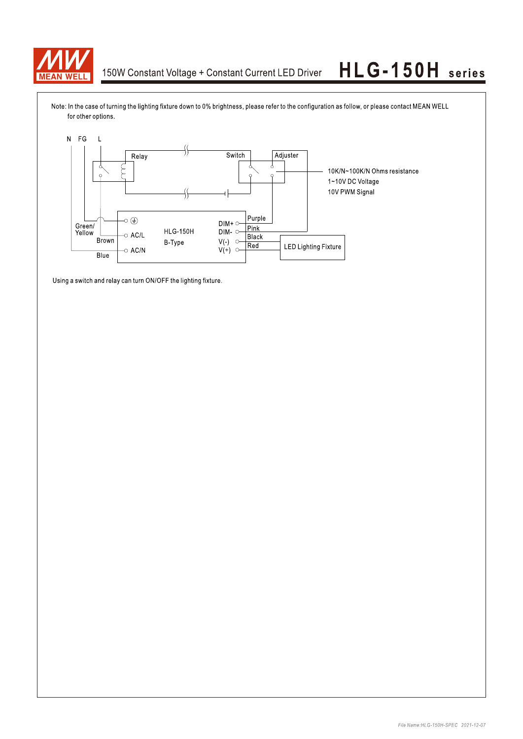Note: In the case of turning the lighting fixture down to 0% brightness, please refer to the configuration as follow, or please contact MEAN WELL for other options.

N FG L

Relay

Switch

Adjuster

10K/N~100K/N Ohms resistance
1~10V DC Voltage
10V PWM Signal

Green/ Yellow

Brown

Blue

AC/L

AC/N

HLG-150H
B-Type

DIM+
DIM-
V(-)
V(+)

Purple
Pink
Black
Red

LED Lighting Fixture

Using a switch and relay can turn ON/OFF the lighting fixture.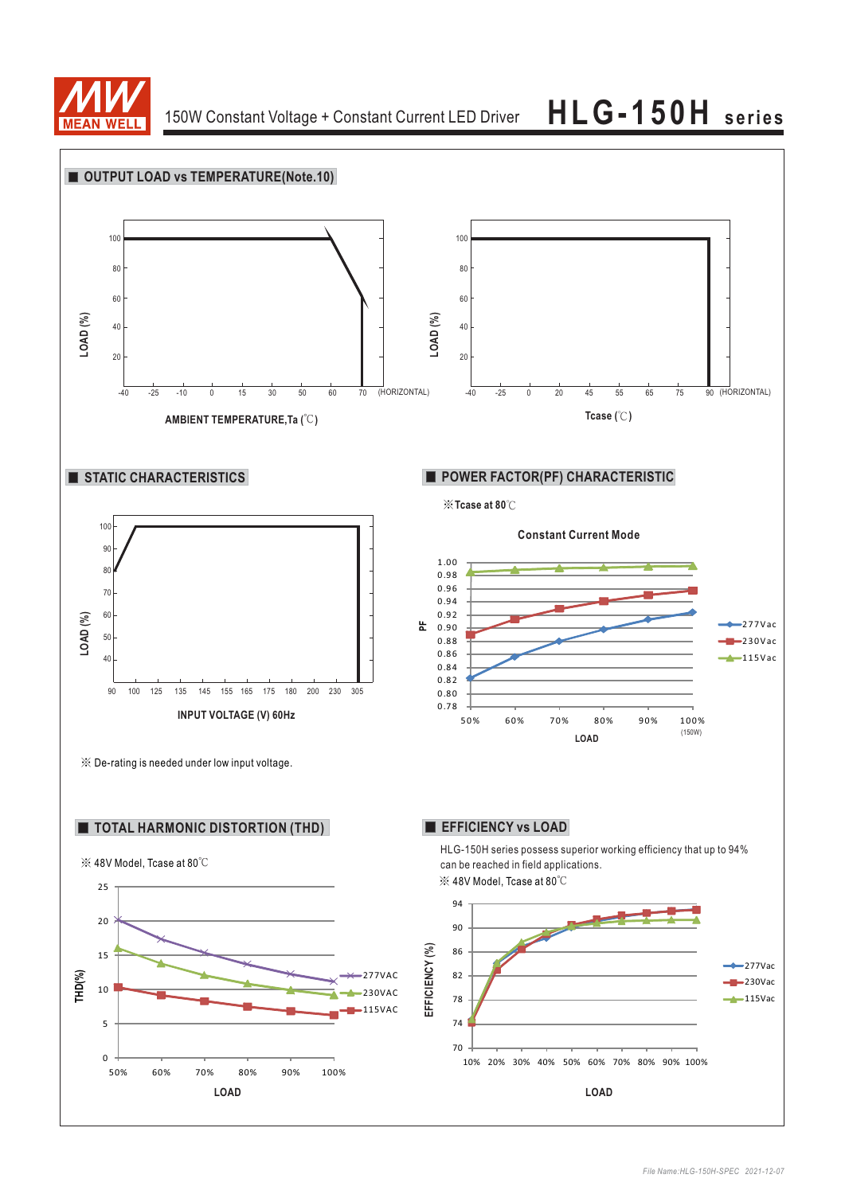## OUTPUT LOAD vs TEMPERATURE(Note.10)

LOAD (%)

100, 80, 60, 40, 20

-40 -25 -10 0 15 30 50 60 70 (HORIZONTAL)

AMBIENT TEMPERATURE,Ta (℃)

LOAD (%)

100, 80, 60, 40, 20

-40 -25 0 20 45 55 65 75 90 (HORIZONTAL)

Tcase (℃)

## STATIC CHARACTERISTICS

LOAD (%)

100, 90, 80, 70, 60, 50, 40

90 100 125 135 145 155 165 175 180 200 230 305

INPUT VOLTAGE (V) 60Hz

※ De-rating is needed under low input voltage.

## POWER FACTOR(PF) CHARACTERISTIC

※Tcase at 80℃

Constant Current Mode

PF

1.00, 0.98, 0.96, 0.94, 0.92, 0.90, 0.88, 0.86, 0.84, 0.82, 0.80, 0.78

50% 60% 70% 80% 90% 100% (150W)

LOAD

277Vac, 230Vac, 115Vac

## TOTAL HARMONIC DISTORTION (THD)

※ 48V Model, Tcase at 80℃

THD(%)

25, 20, 15, 10, 5, 0

50% 60% 70% 80% 90% 100%

LOAD

277VAC, 230VAC, 115VAC

## EFFICIENCY vs LOAD

HLG-150H series possess superior working efficiency that up to 94% can be reached in field applications.

※ 48V Model, Tcase at 80℃

EFFICIENCY (%)

94, 90, 86, 82, 78, 74, 70

10% 20% 30% 40% 50% 60% 70% 80% 90% 100%

LOAD

277Vac, 230Vac, 115Vac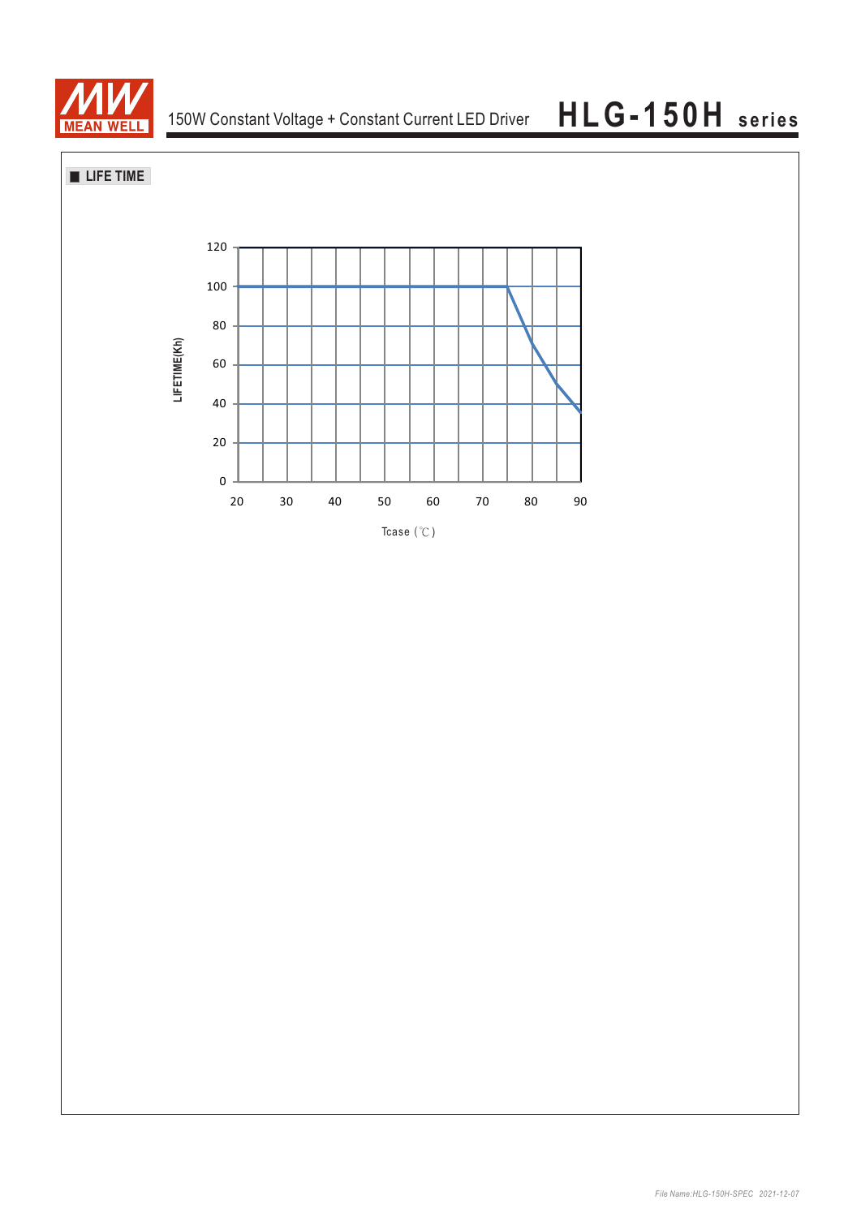## LIFE TIME

LIFETIME(Kh)

120
100
80
60
40
20
0

20 30 40 50 60 70 80 90

Tcase (℃)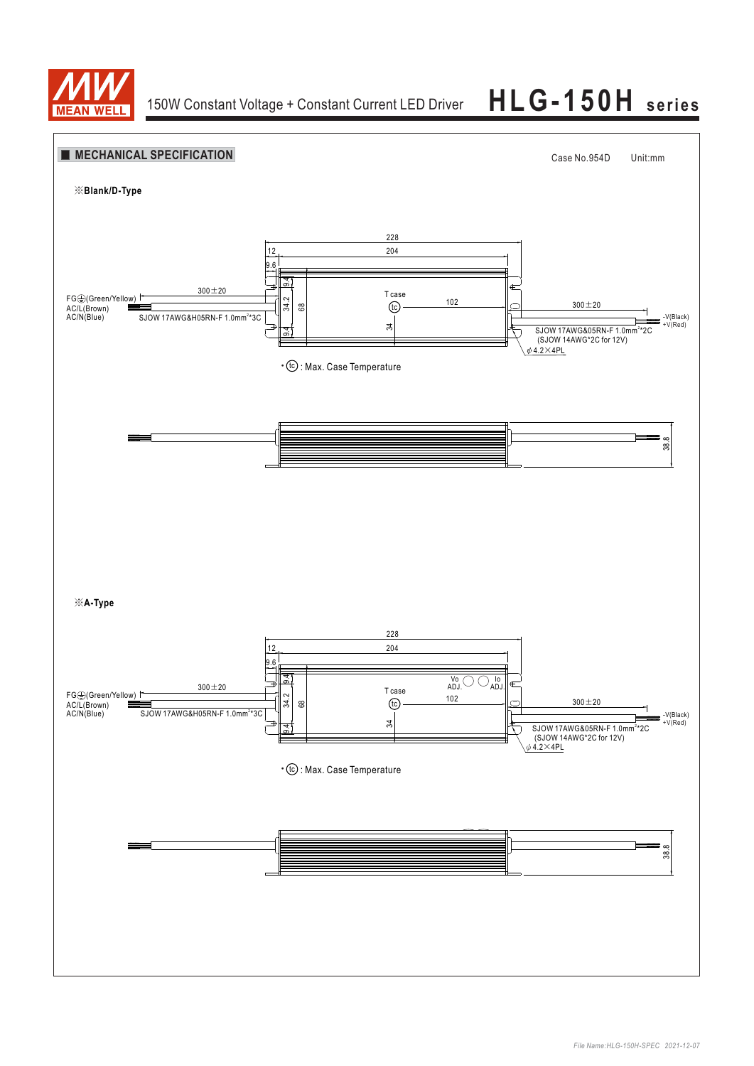## ■ MECHANICAL SPECIFICATION

Case No.954D Unit:mm

**※Blank/D-Type**

228

12 204

9.6

FG⏚(Green/Yellow)

AC/L(Brown)

AC/N(Blue)

300±20

SJOW 17AWG&H05RN-F 1.0mm²*3C

9.4 34.2 68 9.4

T case

tc

102

34

300±20

-V(Black)

+V(Red)

SJOW 17AWG&05RN-F 1.0mm²*2C

(SJOW 14AWG*2C for 12V)

φ4.2×4PL

• tc : Max. Case Temperature

38.8

**※A-Type**

228

12 204

9.6

FG⏚(Green/Yellow)

AC/L(Brown)

AC/N(Blue)

300±20

SJOW 17AWG&H05RN-F 1.0mm²*3C

9.4 34.2 68 9.4

Vo ADJ. Io ADJ.

T case

tc

102

34

300±20

-V(Black)

+V(Red)

SJOW 17AWG&05RN-F 1.0mm²*2C

(SJOW 14AWG*2C for 12V)

φ4.2×4PL

• tc : Max. Case Temperature

38.8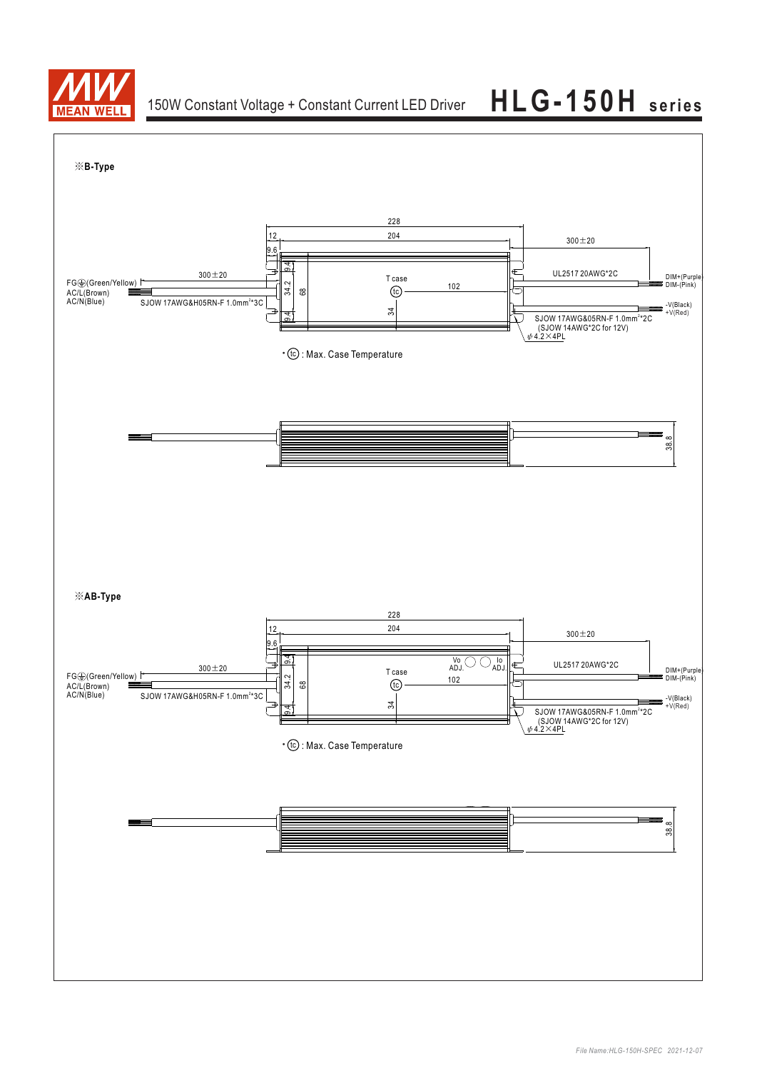※B-Type

228

12 | 204 | 300±20

9.6

9.4 | 34.2 | 68 | 9.4

FG⏚(Green/Yellow) | 300±20

AC/L(Brown)

AC/N(Blue)

SJOW 17AWG&H05RN-F 1.0mm²*3C

T case

tc | 102

34

UL2517 20AWG*2C

DIM+(Purple)

DIM-(Pink)

-V(Black)

+V(Red)

SJOW 17AWG&05RN-F 1.0mm²*2C
(SJOW 14AWG*2C for 12V)

ϕ4.2×4PL

• tc : Max. Case Temperature

38.8

※AB-Type

228

12 | 204 | 300±20

9.6

9.4 | 34.2 | 68 | 9.4

FG⏚(Green/Yellow) | 300±20

AC/L(Brown)

AC/N(Blue)

SJOW 17AWG&H05RN-F 1.0mm²*3C

T case

Vo ADJ. | Io ADJ.

tc | 102

34

UL2517 20AWG*2C

DIM+(Purple)

DIM-(Pink)

-V(Black)

+V(Red)

SJOW 17AWG&05RN-F 1.0mm²*2C
(SJOW 14AWG*2C for 12V)

ϕ4.2×4PL

• tc : Max. Case Temperature

38.8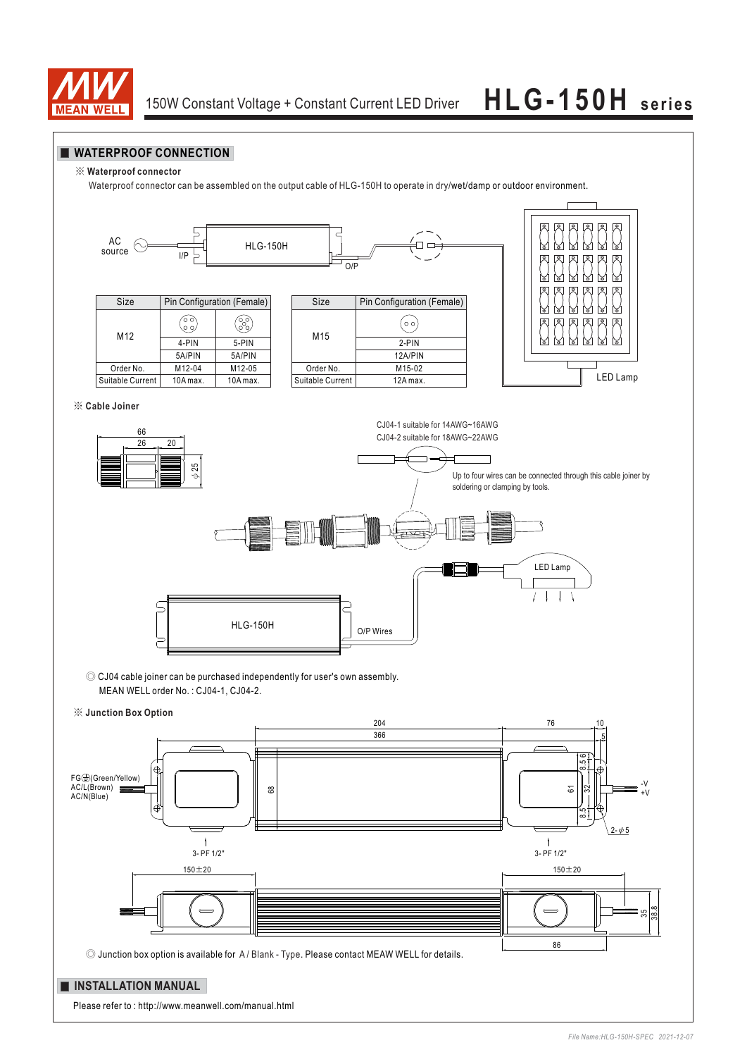## WATERPROOF CONNECTION

※ **Waterproof connector**

Waterproof connector can be assembled on the output cable of HLG-150H to operate in dry/wet/damp or outdoor environment.

AC source

I/P

HLG-150H

O/P

LED Lamp

| Size | Pin Configuration (Female) | |
|---|---|---|
| M12 | 4-PIN | 5-PIN |
| | 5A/PIN | 5A/PIN |
| Order No. | M12-04 | M12-05 |
| Suitable Current | 10A max. | 10A max. |

| Size | Pin Configuration (Female) |
|---|---|
| M15 | 2-PIN |
| | 12A/PIN |
| Order No. | M15-02 |
| Suitable Current | 12A max. |

※ **Cable Joiner**

66
26
20
φ 25

CJ04-1 suitable for 14AWG~16AWG
CJ04-2 suitable for 18AWG~22AWG

Up to four wires can be connected through this cable joiner by soldering or clamping by tools.

LED Lamp

HLG-150H

O/P Wires

◎ CJ04 cable joiner can be purchased independently for user's own assembly.
MEAN WELL order No. : CJ04-1, CJ04-2.

※ **Junction Box Option**

204
366
76
10
5
8.5 6
32
61
8.5
68
2- φ5

FG⏚(Green/Yellow)
AC/L(Brown)
AC/N(Blue)

-V
+V

3- PF 1/2"
3- PF 1/2"

150±20
150±20
35
38.8
86

◎ Junction box option is available for A / Blank - Type. Please contact MEAW WELL for details.

## INSTALLATION MANUAL

Please refer to : http://www.meanwell.com/manual.html